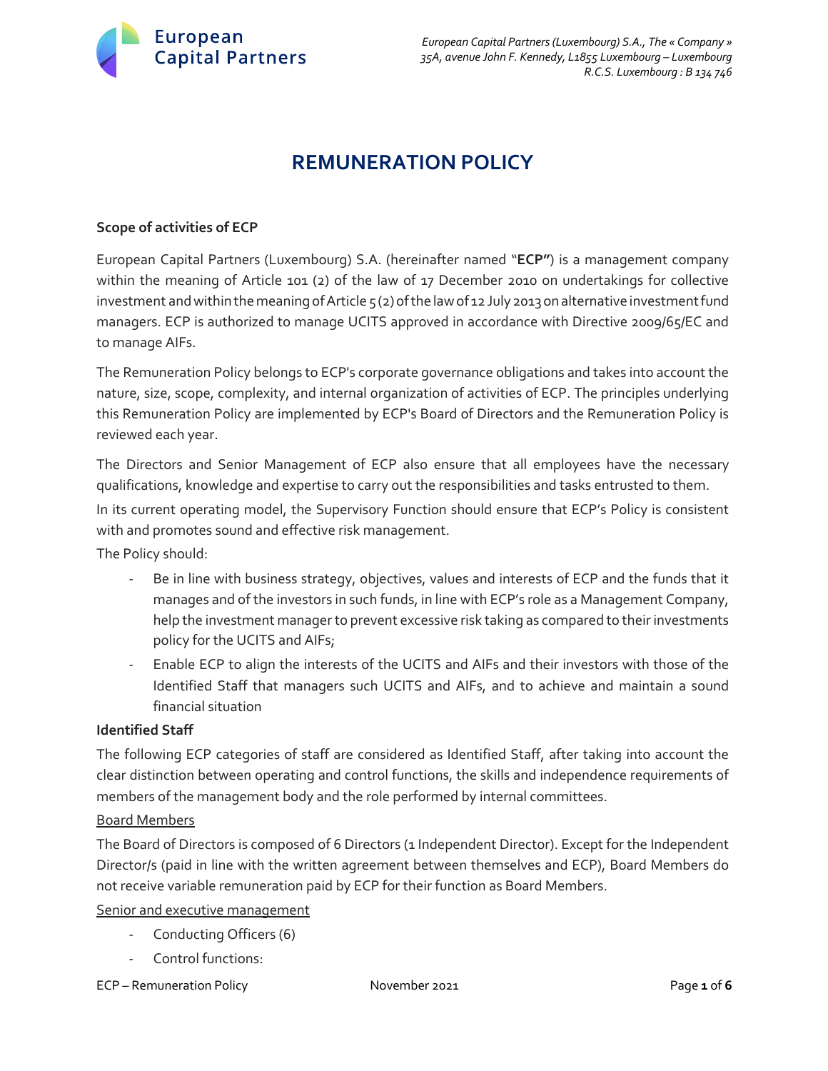# REMUNERATION POLICY

**Scope of activities of ECP**

European Capital Partners (Luxembourg) S.A. (hereinafter named "**ECP"**) is a management company within the meaning of Article 101 (2) of the law of 17 December 2010 on undertakings for collective investment and within the meaning of Article 5 (2) of the law of 12 July 2013 on alternative investment fund managers. ECP is authorized to manage UCITS approved in accordance with Directive 2009/65/EC and to manage AIFs.

The Remuneration Policy belongs to ECP's corporate governance obligations and takes into account the nature, size, scope, complexity, and internal organization of activities of ECP. The principles underlying this Remuneration Policy are implemented by ECP's Board of Directors and the Remuneration Policy is reviewed each year.

The Directors and Senior Management of ECP also ensure that all employees have the necessary qualifications, knowledge and expertise to carry out the responsibilities and tasks entrusted to them.

In its current operating model, the Supervisory Function should ensure that ECP's Policy is consistent with and promotes sound and effective risk management.

The Policy should:

- Be in line with business strategy, objectives, values and interests of ECP and the funds that it manages and of the investors in such funds, in line with ECP's role as a Management Company, help the investment manager to prevent excessive risk taking as compared to their investments policy for the UCITS and AIFs;
- Enable ECP to align the interests of the UCITS and AIFs and their investors with those of the Identified Staff that managers such UCITS and AIFs, and to achieve and maintain a sound financial situation

**Identified Staff**

The following ECP categories of staff are considered as Identified Staff, after taking into account the clear distinction between operating and control functions, the skills and independence requirements of members of the management body and the role performed by internal committees.

<u>Board Members</u>

The Board of Directors is composed of 6 Directors (1 Independent Director). Except for the Independent Director/s (paid in line with the written agreement between themselves and ECP), Board Members do not receive variable remuneration paid by ECP for their function as Board Members.

<u>Senior and executive management</u>

- Conducting Officers (6)
- Control functions: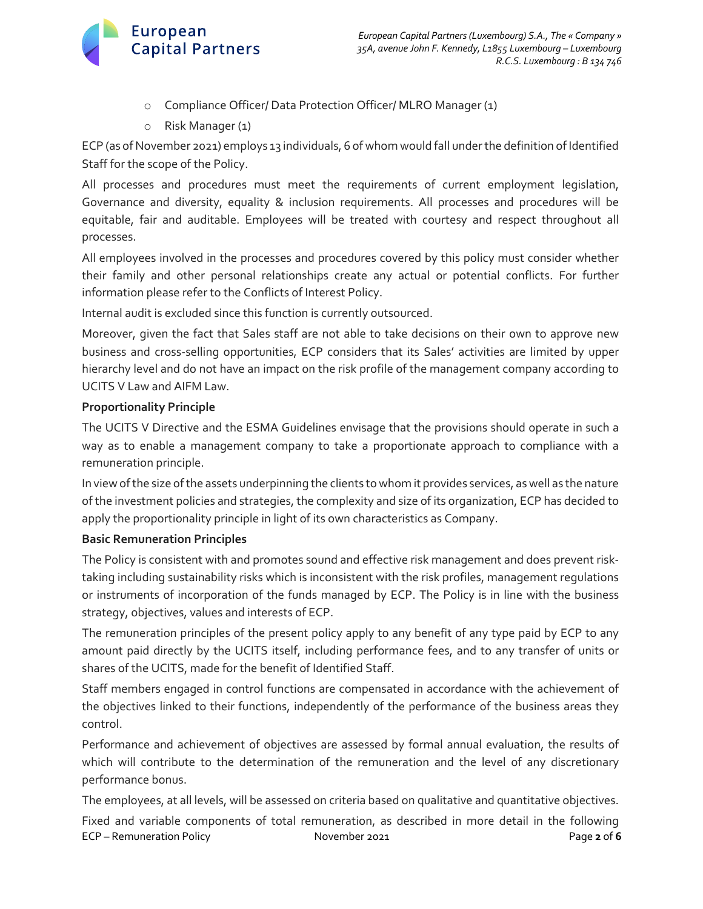- Compliance Officer/ Data Protection Officer/ MLRO Manager (1)
- Risk Manager (1)

ECP (as of November 2021) employs 13 individuals, 6 of whom would fall under the definition of Identified Staff for the scope of the Policy.

All processes and procedures must meet the requirements of current employment legislation, Governance and diversity, equality & inclusion requirements. All processes and procedures will be equitable, fair and auditable. Employees will be treated with courtesy and respect throughout all processes.

All employees involved in the processes and procedures covered by this policy must consider whether their family and other personal relationships create any actual or potential conflicts. For further information please refer to the Conflicts of Interest Policy.

Internal audit is excluded since this function is currently outsourced.

Moreover, given the fact that Sales staff are not able to take decisions on their own to approve new business and cross-selling opportunities, ECP considers that its Sales' activities are limited by upper hierarchy level and do not have an impact on the risk profile of the management company according to UCITS V Law and AIFM Law.

**Proportionality Principle**

The UCITS V Directive and the ESMA Guidelines envisage that the provisions should operate in such a way as to enable a management company to take a proportionate approach to compliance with a remuneration principle.

In view of the size of the assets underpinning the clients to whom it provides services, as well as the nature of the investment policies and strategies, the complexity and size of its organization, ECP has decided to apply the proportionality principle in light of its own characteristics as Company.

**Basic Remuneration Principles**

The Policy is consistent with and promotes sound and effective risk management and does prevent risk-taking including sustainability risks which is inconsistent with the risk profiles, management regulations or instruments of incorporation of the funds managed by ECP. The Policy is in line with the business strategy, objectives, values and interests of ECP.

The remuneration principles of the present policy apply to any benefit of any type paid by ECP to any amount paid directly by the UCITS itself, including performance fees, and to any transfer of units or shares of the UCITS, made for the benefit of Identified Staff.

Staff members engaged in control functions are compensated in accordance with the achievement of the objectives linked to their functions, independently of the performance of the business areas they control.

Performance and achievement of objectives are assessed by formal annual evaluation, the results of which will contribute to the determination of the remuneration and the level of any discretionary performance bonus.

The employees, at all levels, will be assessed on criteria based on qualitative and quantitative objectives.

Fixed and variable components of total remuneration, as described in more detail in the following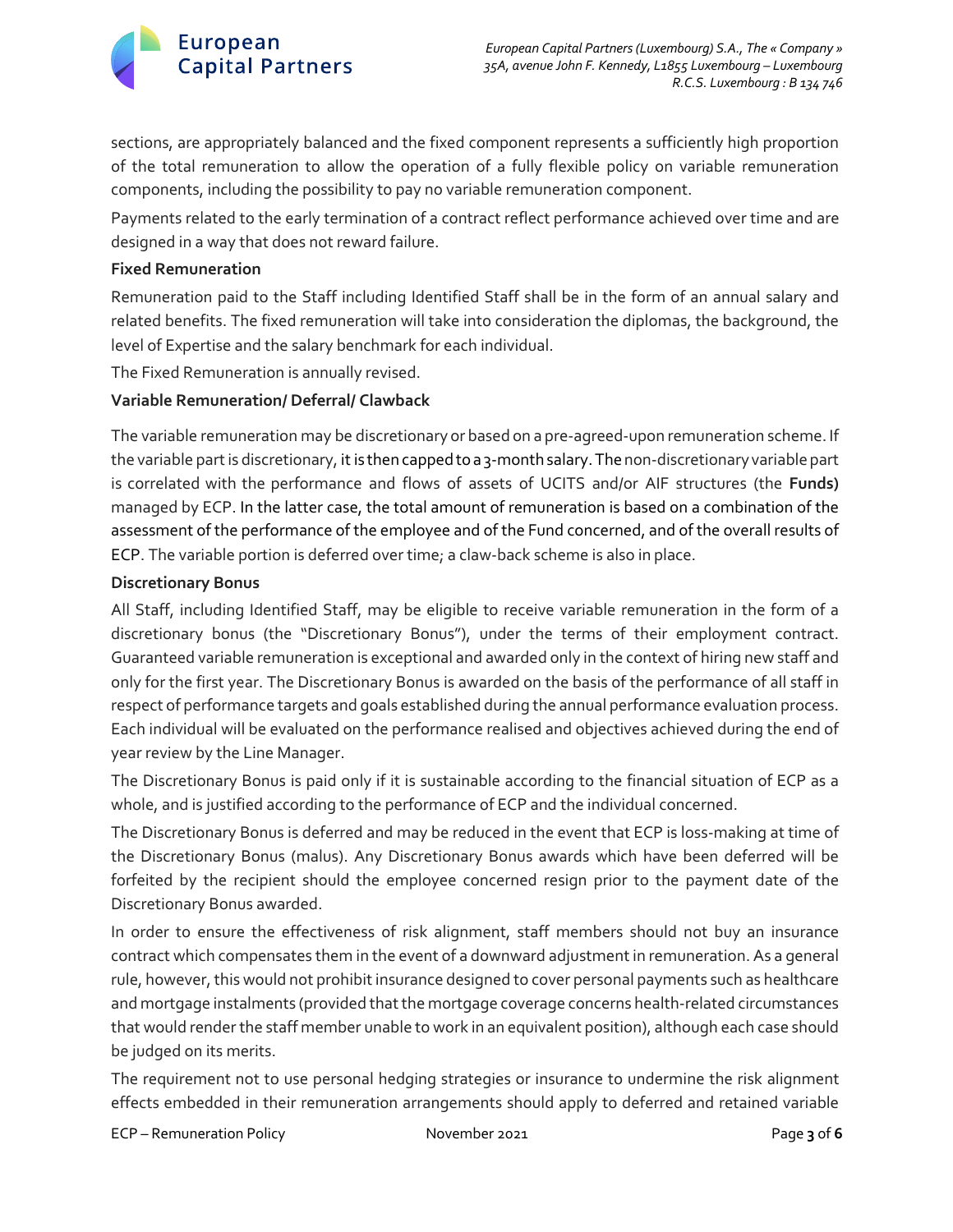sections, are appropriately balanced and the fixed component represents a sufficiently high proportion of the total remuneration to allow the operation of a fully flexible policy on variable remuneration components, including the possibility to pay no variable remuneration component.

Payments related to the early termination of a contract reflect performance achieved over time and are designed in a way that does not reward failure.

**Fixed Remuneration**

Remuneration paid to the Staff including Identified Staff shall be in the form of an annual salary and related benefits. The fixed remuneration will take into consideration the diplomas, the background, the level of Expertise and the salary benchmark for each individual.

The Fixed Remuneration is annually revised.

**Variable Remuneration/ Deferral/ Clawback**

The variable remuneration may be discretionary or based on a pre-agreed-upon remuneration scheme. If the variable part is discretionary, it is then capped to a 3-month salary. The non-discretionary variable part is correlated with the performance and flows of assets of UCITS and/or AIF structures (the **Funds)** managed by ECP. In the latter case, the total amount of remuneration is based on a combination of the assessment of the performance of the employee and of the Fund concerned, and of the overall results of ECP. The variable portion is deferred over time; a claw-back scheme is also in place.

**Discretionary Bonus**

All Staff, including Identified Staff, may be eligible to receive variable remuneration in the form of a discretionary bonus (the "Discretionary Bonus"), under the terms of their employment contract. Guaranteed variable remuneration is exceptional and awarded only in the context of hiring new staff and only for the first year. The Discretionary Bonus is awarded on the basis of the performance of all staff in respect of performance targets and goals established during the annual performance evaluation process. Each individual will be evaluated on the performance realised and objectives achieved during the end of year review by the Line Manager.

The Discretionary Bonus is paid only if it is sustainable according to the financial situation of ECP as a whole, and is justified according to the performance of ECP and the individual concerned.

The Discretionary Bonus is deferred and may be reduced in the event that ECP is loss-making at time of the Discretionary Bonus (malus). Any Discretionary Bonus awards which have been deferred will be forfeited by the recipient should the employee concerned resign prior to the payment date of the Discretionary Bonus awarded.

In order to ensure the effectiveness of risk alignment, staff members should not buy an insurance contract which compensates them in the event of a downward adjustment in remuneration. As a general rule, however, this would not prohibit insurance designed to cover personal payments such as healthcare and mortgage instalments (provided that the mortgage coverage concerns health-related circumstances that would render the staff member unable to work in an equivalent position), although each case should be judged on its merits.

The requirement not to use personal hedging strategies or insurance to undermine the risk alignment effects embedded in their remuneration arrangements should apply to deferred and retained variable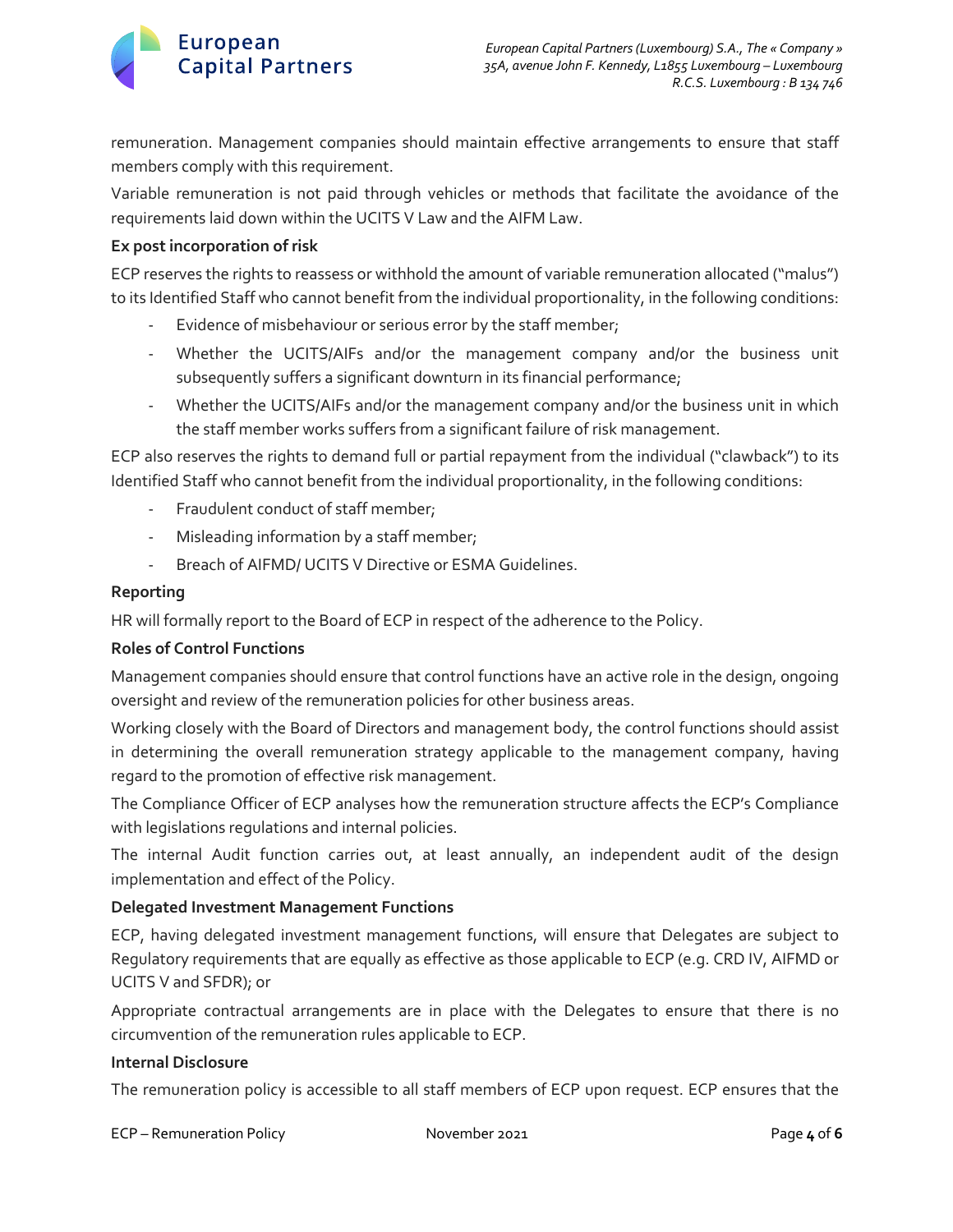remuneration. Management companies should maintain effective arrangements to ensure that staff members comply with this requirement.

Variable remuneration is not paid through vehicles or methods that facilitate the avoidance of the requirements laid down within the UCITS V Law and the AIFM Law.

**Ex post incorporation of risk**

ECP reserves the rights to reassess or withhold the amount of variable remuneration allocated ("malus") to its Identified Staff who cannot benefit from the individual proportionality, in the following conditions:

- Evidence of misbehaviour or serious error by the staff member;
- Whether the UCITS/AIFs and/or the management company and/or the business unit subsequently suffers a significant downturn in its financial performance;
- Whether the UCITS/AIFs and/or the management company and/or the business unit in which the staff member works suffers from a significant failure of risk management.

ECP also reserves the rights to demand full or partial repayment from the individual ("clawback") to its Identified Staff who cannot benefit from the individual proportionality, in the following conditions:

- Fraudulent conduct of staff member;
- Misleading information by a staff member;
- Breach of AIFMD/ UCITS V Directive or ESMA Guidelines.

**Reporting**

HR will formally report to the Board of ECP in respect of the adherence to the Policy.

**Roles of Control Functions**

Management companies should ensure that control functions have an active role in the design, ongoing oversight and review of the remuneration policies for other business areas.

Working closely with the Board of Directors and management body, the control functions should assist in determining the overall remuneration strategy applicable to the management company, having regard to the promotion of effective risk management.

The Compliance Officer of ECP analyses how the remuneration structure affects the ECP's Compliance with legislations regulations and internal policies.

The internal Audit function carries out, at least annually, an independent audit of the design implementation and effect of the Policy.

**Delegated Investment Management Functions**

ECP, having delegated investment management functions, will ensure that Delegates are subject to Regulatory requirements that are equally as effective as those applicable to ECP (e.g. CRD IV, AIFMD or UCITS V and SFDR); or

Appropriate contractual arrangements are in place with the Delegates to ensure that there is no circumvention of the remuneration rules applicable to ECP.

**Internal Disclosure**

The remuneration policy is accessible to all staff members of ECP upon request. ECP ensures that the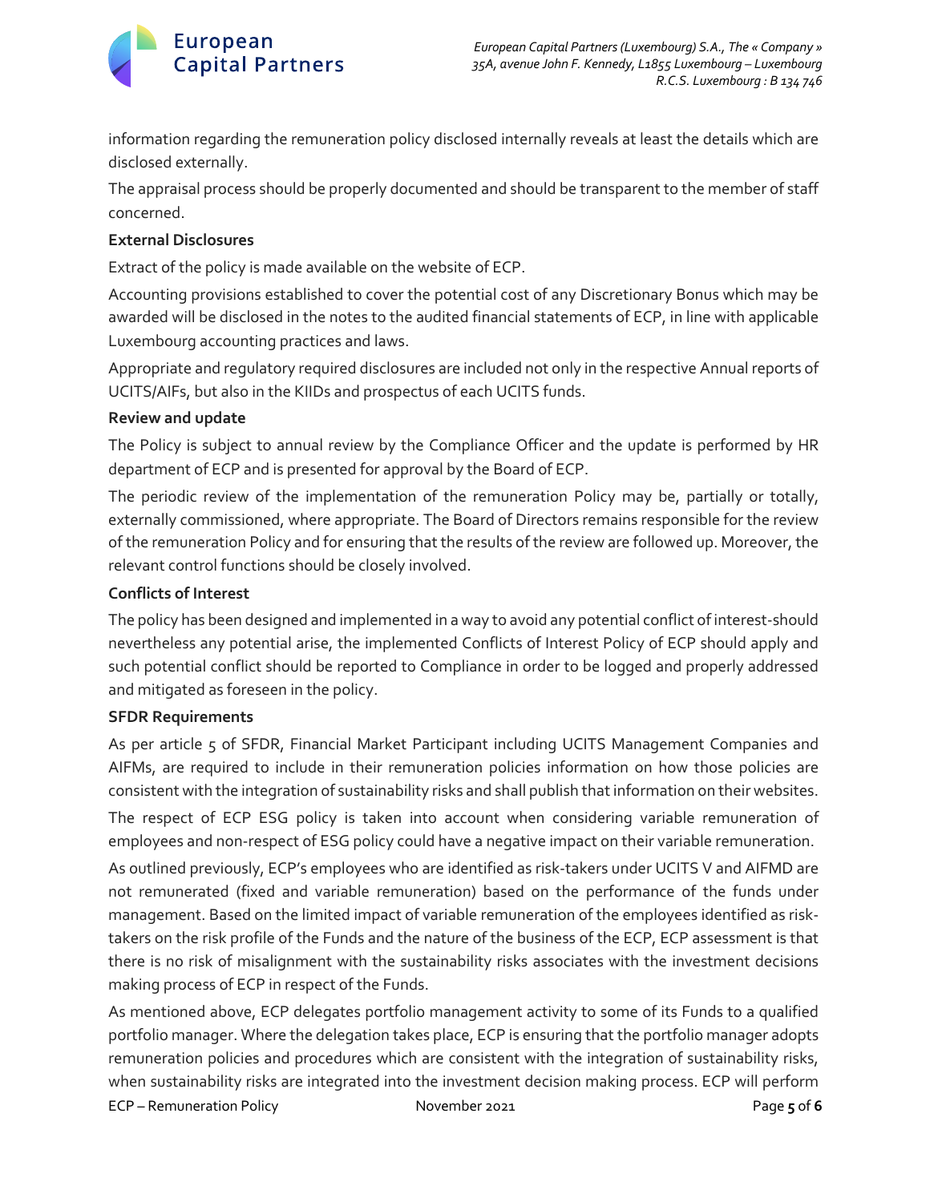information regarding the remuneration policy disclosed internally reveals at least the details which are disclosed externally.

The appraisal process should be properly documented and should be transparent to the member of staff concerned.

**External Disclosures**

Extract of the policy is made available on the website of ECP.

Accounting provisions established to cover the potential cost of any Discretionary Bonus which may be awarded will be disclosed in the notes to the audited financial statements of ECP, in line with applicable Luxembourg accounting practices and laws.

Appropriate and regulatory required disclosures are included not only in the respective Annual reports of UCITS/AIFs, but also in the KIIDs and prospectus of each UCITS funds.

**Review and update**

The Policy is subject to annual review by the Compliance Officer and the update is performed by HR department of ECP and is presented for approval by the Board of ECP.

The periodic review of the implementation of the remuneration Policy may be, partially or totally, externally commissioned, where appropriate. The Board of Directors remains responsible for the review of the remuneration Policy and for ensuring that the results of the review are followed up. Moreover, the relevant control functions should be closely involved.

**Conflicts of Interest**

The policy has been designed and implemented in a way to avoid any potential conflict of interest-should nevertheless any potential arise, the implemented Conflicts of Interest Policy of ECP should apply and such potential conflict should be reported to Compliance in order to be logged and properly addressed and mitigated as foreseen in the policy.

**SFDR Requirements**

As per article 5 of SFDR, Financial Market Participant including UCITS Management Companies and AIFMs, are required to include in their remuneration policies information on how those policies are consistent with the integration of sustainability risks and shall publish that information on their websites.

The respect of ECP ESG policy is taken into account when considering variable remuneration of employees and non-respect of ESG policy could have a negative impact on their variable remuneration.

As outlined previously, ECP's employees who are identified as risk-takers under UCITS V and AIFMD are not remunerated (fixed and variable remuneration) based on the performance of the funds under management. Based on the limited impact of variable remuneration of the employees identified as risk-takers on the risk profile of the Funds and the nature of the business of the ECP, ECP assessment is that there is no risk of misalignment with the sustainability risks associates with the investment decisions making process of ECP in respect of the Funds.

As mentioned above, ECP delegates portfolio management activity to some of its Funds to a qualified portfolio manager. Where the delegation takes place, ECP is ensuring that the portfolio manager adopts remuneration policies and procedures which are consistent with the integration of sustainability risks, when sustainability risks are integrated into the investment decision making process. ECP will perform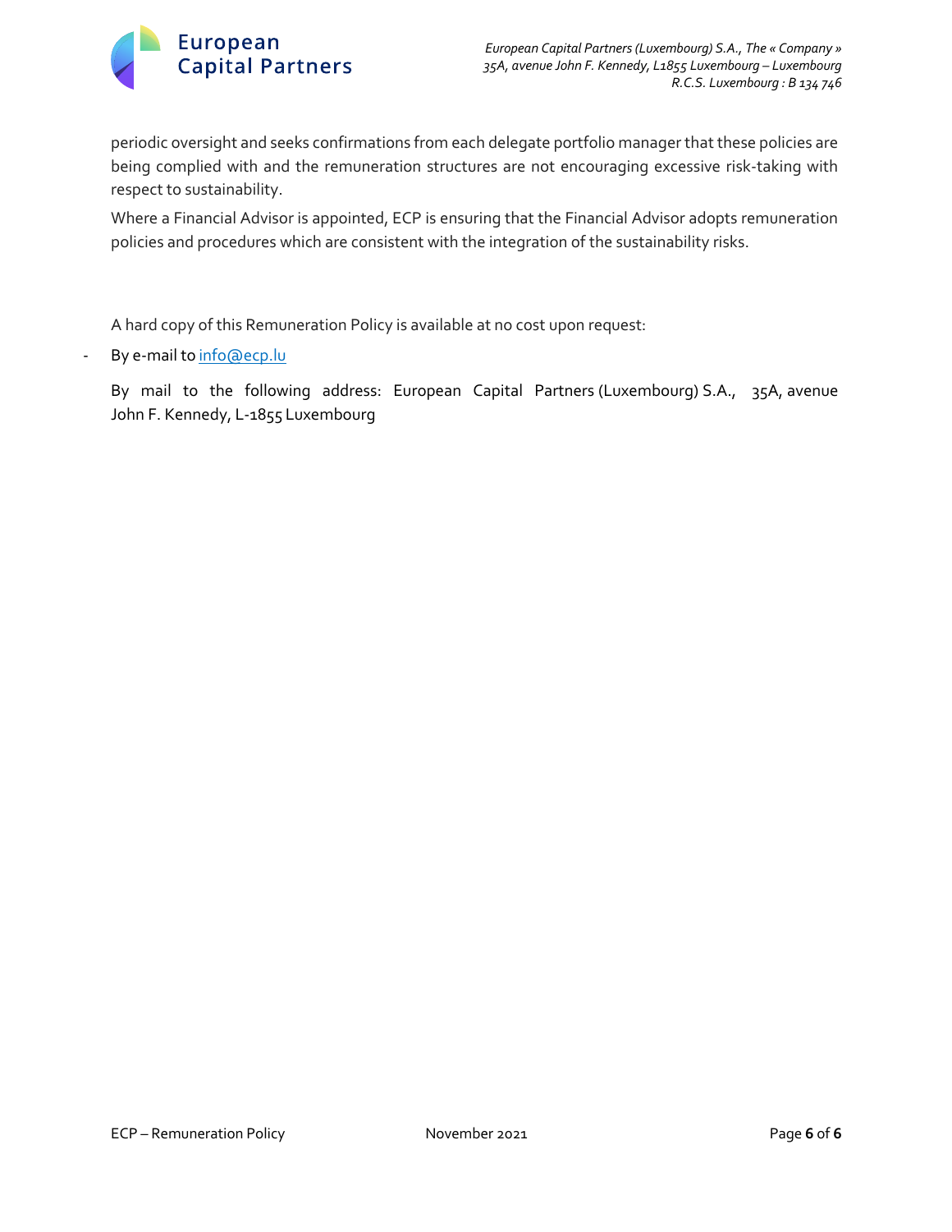periodic oversight and seeks confirmations from each delegate portfolio manager that these policies are being complied with and the remuneration structures are not encouraging excessive risk-taking with respect to sustainability.

Where a Financial Advisor is appointed, ECP is ensuring that the Financial Advisor adopts remuneration policies and procedures which are consistent with the integration of the sustainability risks.

A hard copy of this Remuneration Policy is available at no cost upon request:

- By e-mail to info@ecp.lu

By mail to the following address: European Capital Partners (Luxembourg) S.A., 35A, avenue John F. Kennedy, L-1855 Luxembourg